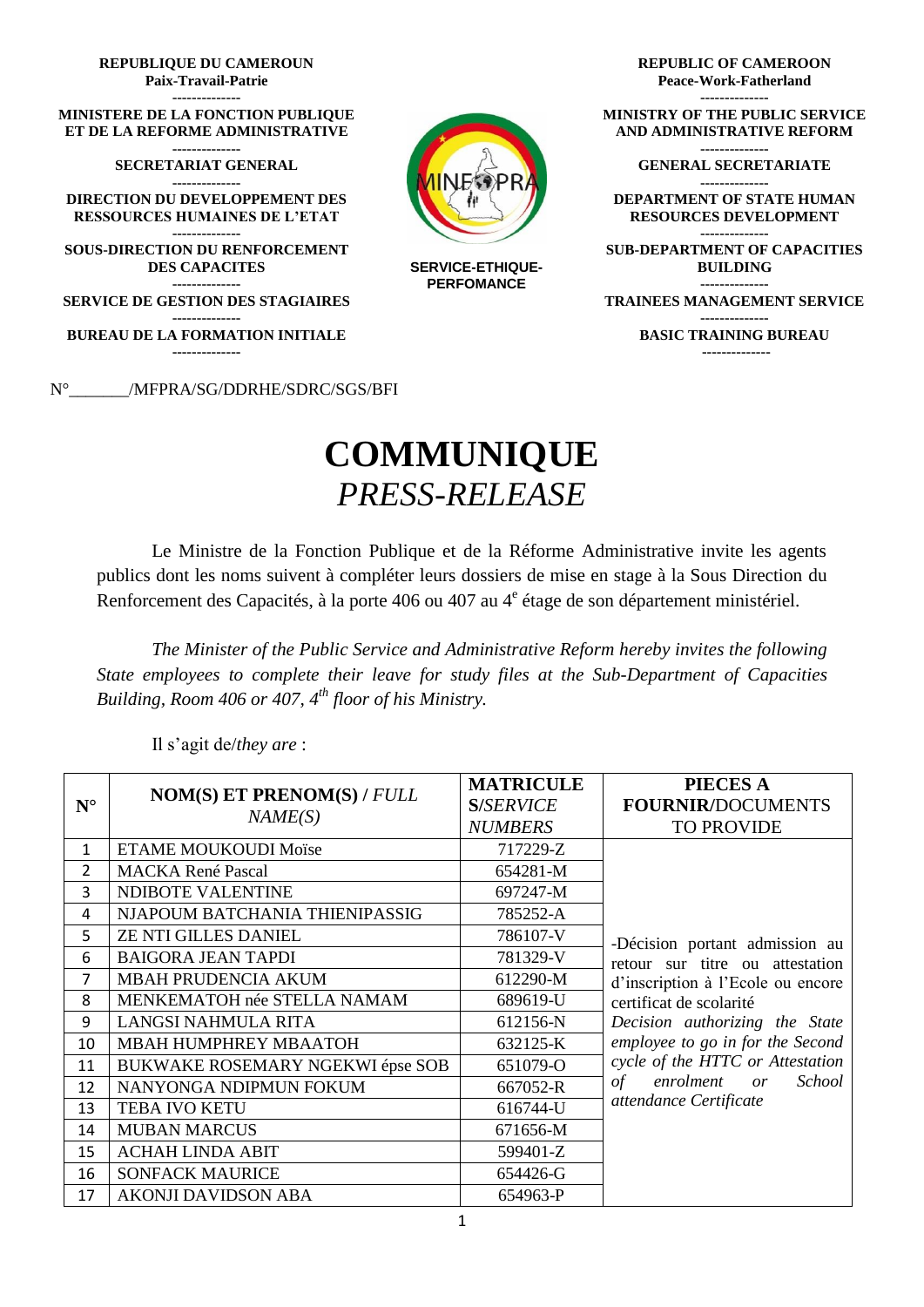**REPUBLIQUE DU CAMEROUN**
**Paix-Travail-Patrie**
--------------
**MINISTERE DE LA FONCTION PUBLIQUE ET DE LA REFORME ADMINISTRATIVE**
--------------
**SECRETARIAT GENERAL**
--------------
**DIRECTION DU DEVELOPPEMENT DES RESSOURCES HUMAINES DE L'ETAT**
--------------
**SOUS-DIRECTION DU RENFORCEMENT DES CAPACITES**
--------------
**SERVICE DE GESTION DES STAGIAIRES**
--------------
**BUREAU DE LA FORMATION INITIALE**
--------------

**SERVICE-ETHIQUE-PERFOMANCE**

**REPUBLIC OF CAMEROON**
**Peace-Work-Fatherland**
--------------
**MINISTRY OF THE PUBLIC SERVICE AND ADMINISTRATIVE REFORM**
--------------
**GENERAL SECRETARIATE**
--------------
**DEPARTMENT OF STATE HUMAN RESOURCES DEVELOPMENT**
--------------
**SUB-DEPARTMENT OF CAPACITIES BUILDING**
--------------
**TRAINEES MANAGEMENT SERVICE**
--------------
**BASIC TRAINING BUREAU**
--------------

N°_______/MFPRA/SG/DDRHE/SDRC/SGS/BFI

# COMMUNIQUE
## *PRESS-RELEASE*

Le Ministre de la Fonction Publique et de la Réforme Administrative invite les agents publics dont les noms suivent à compléter leurs dossiers de mise en stage à la Sous Direction du Renforcement des Capacités, à la porte 406 ou 407 au 4e étage de son département ministériel.

*The Minister of the Public Service and Administrative Reform hereby invites the following State employees to complete their leave for study files at the Sub-Department of Capacities Building, Room 406 or 407, 4th floor of his Ministry.*

Il s'agit de/*they are* :

| N° | NOM(S) ET PRENOM(S) / *FULL NAME(S)* | MATRICULES/*SERVICE NUMBERS* | PIECES A FOURNIR/DOCUMENTS TO PROVIDE |
|---|---|---|---|
| 1 | ETAME MOUKOUDI Moïse | 717229-Z | -Décision portant admission au retour sur titre ou attestation d'inscription à l'Ecole ou encore certificat de scolarité *Decision authorizing the State employee to go in for the Second cycle of the HTTC or Attestation of enrolment or School attendance Certificate* |
| 2 | MACKA René Pascal | 654281-M | |
| 3 | NDIBOTE VALENTINE | 697247-M | |
| 4 | NJAPOUM BATCHANIA THIENIPASSIG | 785252-A | |
| 5 | ZE NTI GILLES DANIEL | 786107-V | |
| 6 | BAIGORA JEAN TAPDI | 781329-V | |
| 7 | MBAH PRUDENCIA AKUM | 612290-M | |
| 8 | MENKEMATOH née STELLA NAMAM | 689619-U | |
| 9 | LANGSI NAHMULA RITA | 612156-N | |
| 10 | MBAH HUMPHREY MBAATOH | 632125-K | |
| 11 | BUKWAKE ROSEMARY NGEKWI épse SOB | 651079-O | |
| 12 | NANYONGA NDIPMUN FOKUM | 667052-R | |
| 13 | TEBA IVO KETU | 616744-U | |
| 14 | MUBAN MARCUS | 671656-M | |
| 15 | ACHAH LINDA ABIT | 599401-Z | |
| 16 | SONFACK MAURICE | 654426-G | |
| 17 | AKONJI DAVIDSON ABA | 654963-P | |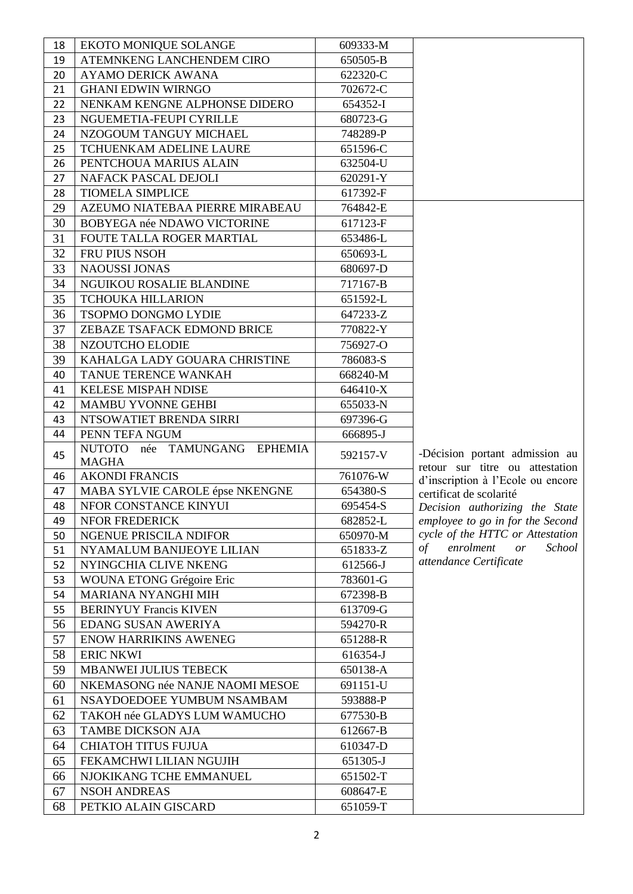| | | | |
|---|---|---|---|
| 18 | EKOTO MONIQUE SOLANGE | 609333-M | |
| 19 | ATEMNKENG LANCHENDEM CIRO | 650505-B | |
| 20 | AYAMO DERICK AWANA | 622320-C | |
| 21 | GHANI EDWIN WIRNGO | 702672-C | |
| 22 | NENKAM KENGNE ALPHONSE DIDERO | 654352-I | |
| 23 | NGUEMETIA-FEUPI CYRILLE | 680723-G | |
| 24 | NZOGOUM TANGUY MICHAEL | 748289-P | |
| 25 | TCHUENKAM ADELINE LAURE | 651596-C | |
| 26 | PENTCHOUA MARIUS ALAIN | 632504-U | |
| 27 | NAFACK PASCAL DEJOLI | 620291-Y | |
| 28 | TIOMELA SIMPLICE | 617392-F | |
| 29 | AZEUMO NIATEBAA PIERRE MIRABEAU | 764842-E | -Décision portant admission au retour sur titre ou attestation d'inscription à l'Ecole ou encore certificat de scolarité *Decision authorizing the State employee to go in for the Second cycle of the HTTC or Attestation of enrolment or School attendance Certificate* |
| 30 | BOBYEGA née NDAWO VICTORINE | 617123-F | |
| 31 | FOUTE TALLA ROGER MARTIAL | 653486-L | |
| 32 | FRU PIUS NSOH | 650693-L | |
| 33 | NAOUSSI JONAS | 680697-D | |
| 34 | NGUIKOU ROSALIE BLANDINE | 717167-B | |
| 35 | TCHOUKA HILLARION | 651592-L | |
| 36 | TSOPMO DONGMO LYDIE | 647233-Z | |
| 37 | ZEBAZE TSAFACK EDMOND BRICE | 770822-Y | |
| 38 | NZOUTCHO ELODIE | 756927-O | |
| 39 | KAHALGA LADY GOUARA CHRISTINE | 786083-S | |
| 40 | TANUE TERENCE WANKAH | 668240-M | |
| 41 | KELESE MISPAH NDISE | 646410-X | |
| 42 | MAMBU YVONNE GEHBI | 655033-N | |
| 43 | NTSOWATIET BRENDA SIRRI | 697396-G | |
| 44 | PENN TEFA NGUM | 666895-J | |
| 45 | NUTOTO née TAMUNGANG EPHEMIA MAGHA | 592157-V | |
| 46 | AKONDI FRANCIS | 761076-W | |
| 47 | MABA SYLVIE CAROLE épse NKENGNE | 654380-S | |
| 48 | NFOR CONSTANCE KINYUI | 695454-S | |
| 49 | NFOR FREDERICK | 682852-L | |
| 50 | NGENUE PRISCILA NDIFOR | 650970-M | |
| 51 | NYAMALUM BANIJEOYE LILIAN | 651833-Z | |
| 52 | NYINGCHIA CLIVE NKENG | 612566-J | |
| 53 | WOUNA ETONG Grégoire Eric | 783601-G | |
| 54 | MARIANA NYANGHI MIH | 672398-B | |
| 55 | BERINYUY Francis KIVEN | 613709-G | |
| 56 | EDANG SUSAN AWERIYA | 594270-R | |
| 57 | ENOW HARRIKINS AWENEG | 651288-R | |
| 58 | ERIC NKWI | 616354-J | |
| 59 | MBANWEI JULIUS TEBECK | 650138-A | |
| 60 | NKEMASONG née NANJE NAOMI MESOE | 691151-U | |
| 61 | NSAYDOEDOEE YUMBUM NSAMBAM | 593888-P | |
| 62 | TAKOH née GLADYS LUM WAMUCHO | 677530-B | |
| 63 | TAMBE DICKSON AJA | 612667-B | |
| 64 | CHIATOH TITUS FUJUA | 610347-D | |
| 65 | FEKAMCHWI LILIAN NGUJIH | 651305-J | |
| 66 | NJOKIKANG TCHE EMMANUEL | 651502-T | |
| 67 | NSOH ANDREAS | 608647-E | |
| 68 | PETKIO ALAIN GISCARD | 651059-T | |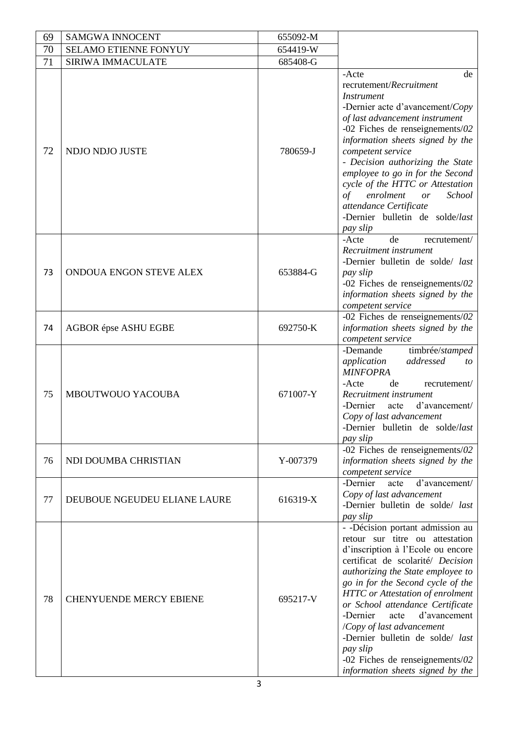| 69 | SAMGWA INNOCENT | 655092-M | |
|---|---|---|---|
| 70 | SELAMO ETIENNE FONYUY | 654419-W | |
| 71 | SIRIWA IMMACULATE | 685408-G | |
| 72 | NDJO NDJO JUSTE | 780659-J | -Acte de recrutement/*Recruitment Instrument*<br>-Dernier acte d'avancement/*Copy of last advancement instrument*<br>-02 Fiches de renseignements/*02 information sheets signed by the competent service*<br>- *Decision authorizing the State employee to go in for the Second cycle of the HTTC or Attestation of enrolment or School attendance Certificate*<br>-Dernier bulletin de solde/*last pay slip* |
| 73 | ONDOUA ENGON STEVE ALEX | 653884-G | -Acte de recrutement/ *Recruitment instrument*<br>-Dernier bulletin de solde/ *last pay slip*<br>-02 Fiches de renseignements/*02 information sheets signed by the competent service* |
| 74 | AGBOR épse ASHU EGBE | 692750-K | -02 Fiches de renseignements/*02 information sheets signed by the competent service* |
| 75 | MBOUTWOUO YACOUBA | 671007-Y | -Demande timbrée/*stamped application addressed to MINFOPRA*<br>-Acte de recrutement/ *Recruitment instrument*<br>-Dernier acte d'avancement/ *Copy of last advancement*<br>-Dernier bulletin de solde/*last pay slip* |
| 76 | NDI DOUMBA CHRISTIAN | Y-007379 | -02 Fiches de renseignements/*02 information sheets signed by the competent service* |
| 77 | DEUBOUE NGEUDEU ELIANE LAURE | 616319-X | -Dernier acte d'avancement/ *Copy of last advancement*<br>-Dernier bulletin de solde/ *last pay slip* |
| 78 | CHENYUENDE MERCY EBIENE | 695217-V | - -Décision portant admission au retour sur titre ou attestation d'inscription à l'Ecole ou encore certificat de scolarité/ *Decision authorizing the State employee to go in for the Second cycle of the HTTC or Attestation of enrolment or School attendance Certificate*<br>-Dernier acte d'avancement /*Copy of last advancement*<br>-Dernier bulletin de solde/ *last pay slip*<br>-02 Fiches de renseignements/*02 information sheets signed by the* |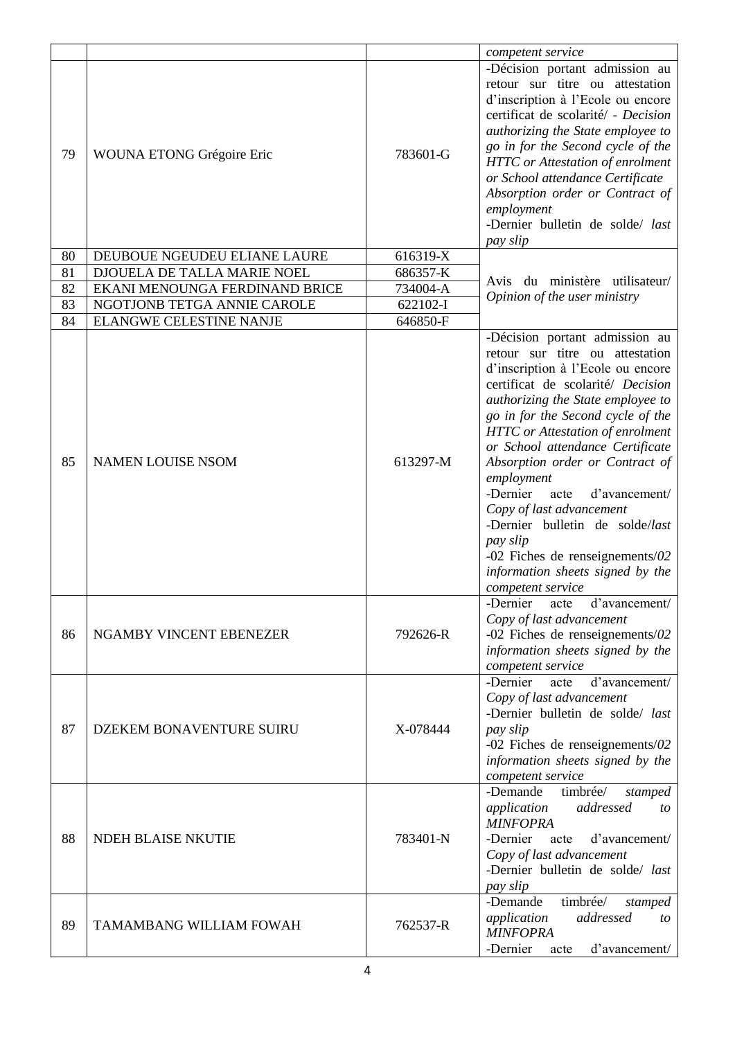| | | | *competent service* |
|---|---|---|---|
| 79 | WOUNA ETONG Grégoire Eric | 783601-G | -Décision portant admission au retour sur titre ou attestation d'inscription à l'Ecole ou encore certificat de scolarité/ - *Decision authorizing the State employee to go in for the Second cycle of the HTTC or Attestation of enrolment or School attendance Certificate Absorption order or Contract of employment*<br>-Dernier bulletin de solde/ *last pay slip* |
| 80 | DEUBOUE NGEUDEU ELIANE LAURE | 616319-X | Avis du ministère utilisateur/ *Opinion of the user ministry* |
| 81 | DJOUELA DE TALLA MARIE NOEL | 686357-K | |
| 82 | EKANI MENOUNGA FERDINAND BRICE | 734004-A | |
| 83 | NGOTJONB TETGA ANNIE CAROLE | 622102-I | |
| 84 | ELANGWE CELESTINE NANJE | 646850-F | |
| 85 | NAMEN LOUISE NSOM | 613297-M | -Décision portant admission au retour sur titre ou attestation d'inscription à l'Ecole ou encore certificat de scolarité/ *Decision authorizing the State employee to go in for the Second cycle of the HTTC or Attestation of enrolment or School attendance Certificate Absorption order or Contract of employment*<br>-Dernier acte d'avancement/ *Copy of last advancement*<br>-Dernier bulletin de solde/*last pay slip*<br>-02 Fiches de renseignements/*02 information sheets signed by the competent service* |
| 86 | NGAMBY VINCENT EBENEZER | 792626-R | -Dernier acte d'avancement/ *Copy of last advancement*<br>-02 Fiches de renseignements/*02 information sheets signed by the competent service* |
| 87 | DZEKEM BONAVENTURE SUIRU | X-078444 | -Dernier acte d'avancement/ *Copy of last advancement*<br>-Dernier bulletin de solde/ *last pay slip*<br>-02 Fiches de renseignements/*02 information sheets signed by the competent service* |
| 88 | NDEH BLAISE NKUTIE | 783401-N | -Demande timbrée/ *stamped application addressed to MINFOPRA*<br>-Dernier acte d'avancement/ *Copy of last advancement*<br>-Dernier bulletin de solde/ *last pay slip* |
| 89 | TAMAMBANG WILLIAM FOWAH | 762537-R | -Demande timbrée/ *stamped application addressed to MINFOPRA*<br>-Dernier acte d'avancement/ |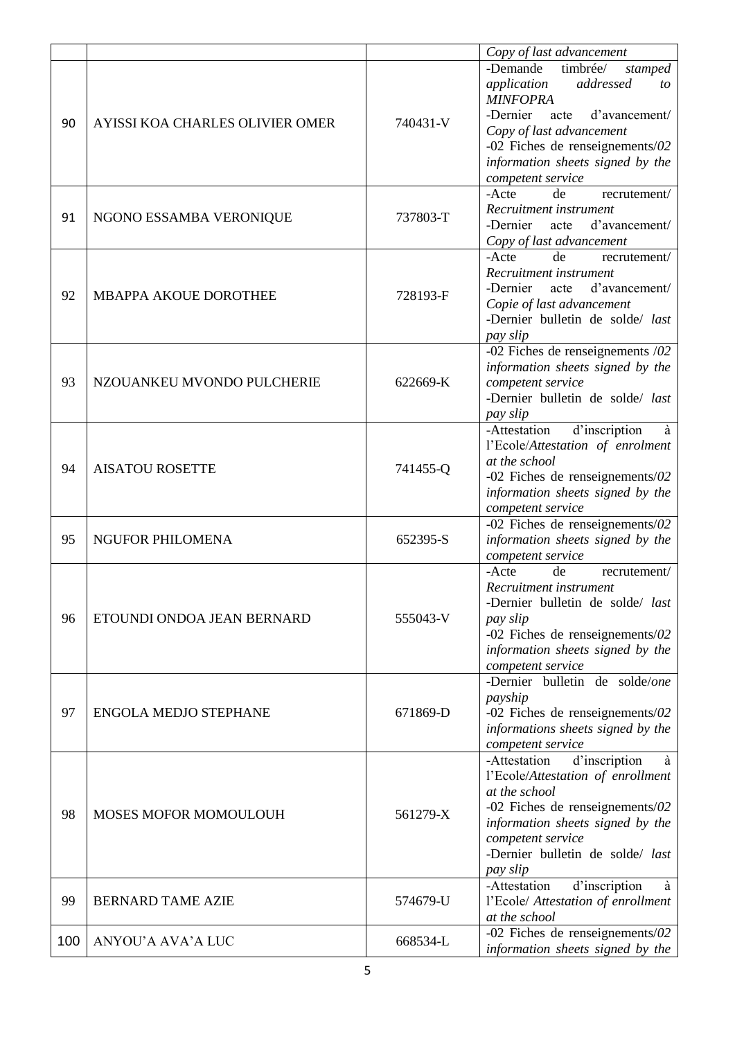| | | | |
|---|---|---|---|
| | | | *Copy of last advancement* |
| 90 | AYISSI KOA CHARLES OLIVIER OMER | 740431-V | -Demande timbrée/ *stamped application addressed to MINFOPRA*<br>-Dernier acte d'avancement/ *Copy of last advancement*<br>-02 Fiches de renseignements/*02 information sheets signed by the competent service* |
| 91 | NGONO ESSAMBA VERONIQUE | 737803-T | -Acte de recrutement/ *Recruitment instrument*<br>-Dernier acte d'avancement/ *Copy of last advancement* |
| 92 | MBAPPA AKOUE DOROTHEE | 728193-F | -Acte de recrutement/ *Recruitment instrument*<br>-Dernier acte d'avancement/ *Copie of last advancement*<br>-Dernier bulletin de solde/ *last pay slip* |
| 93 | NZOUANKEU MVONDO PULCHERIE | 622669-K | -02 Fiches de renseignements /*02 information sheets signed by the competent service*<br>-Dernier bulletin de solde/ *last pay slip* |
| 94 | AISATOU ROSETTE | 741455-Q | -Attestation d'inscription à l'Ecole/*Attestation of enrolment at the school*<br>-02 Fiches de renseignements/*02 information sheets signed by the competent service* |
| 95 | NGUFOR PHILOMENA | 652395-S | -02 Fiches de renseignements/*02 information sheets signed by the competent service* |
| 96 | ETOUNDI ONDOA JEAN BERNARD | 555043-V | -Acte de recrutement/ *Recruitment instrument*<br>-Dernier bulletin de solde/ *last pay slip*<br>-02 Fiches de renseignements/*02 information sheets signed by the competent service* |
| 97 | ENGOLA MEDJO STEPHANE | 671869-D | -Dernier bulletin de solde/*one payship*<br>-02 Fiches de renseignements/*02 informations sheets signed by the competent service* |
| 98 | MOSES MOFOR MOMOULOUH | 561279-X | -Attestation d'inscription à l'Ecole/*Attestation of enrollment at the school*<br>-02 Fiches de renseignements/*02 information sheets signed by the competent service*<br>-Dernier bulletin de solde/ *last pay slip* |
| 99 | BERNARD TAME AZIE | 574679-U | -Attestation d'inscription à l'Ecole/ *Attestation of enrollment at the school* |
| 100 | ANYOU'A AVA'A LUC | 668534-L | -02 Fiches de renseignements/*02 information sheets signed by the* |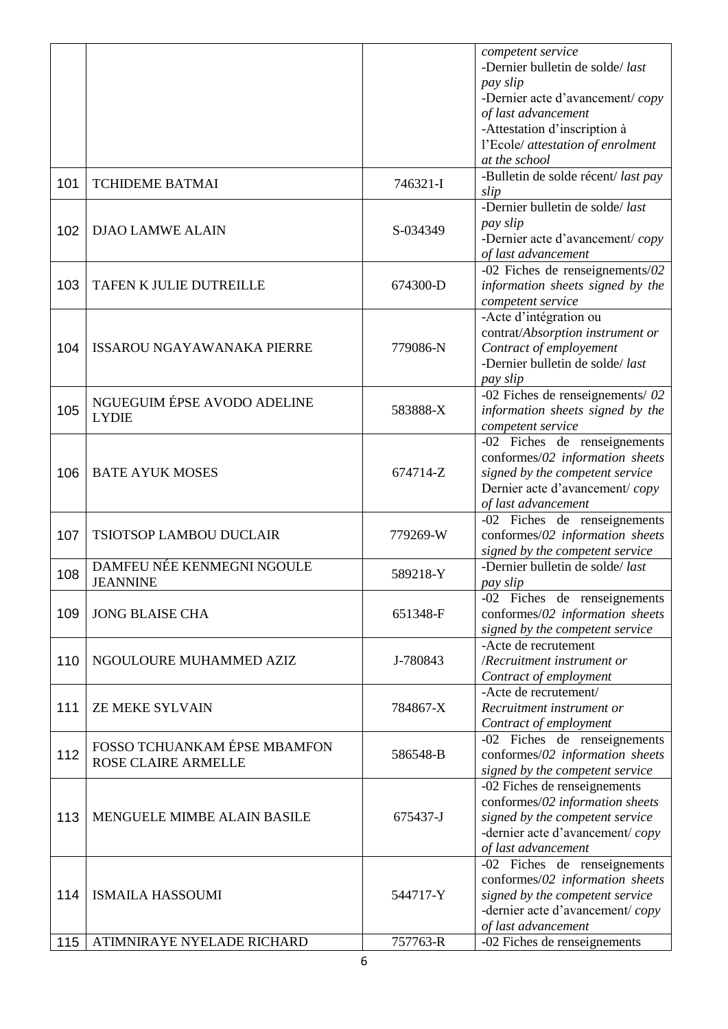| | | | |
|---|---|---|---|
| | | | competent service<br>-Dernier bulletin de solde/ *last pay slip*<br>-Dernier acte d'avancement/ *copy of last advancement*<br>-Attestation d'inscription à l'Ecole/ *attestation of enrolment at the school* |
| 101 | TCHIDEME BATMAI | 746321-I | -Bulletin de solde récent/ *last pay slip* |
| 102 | DJAO LAMWE ALAIN | S-034349 | -Dernier bulletin de solde/ *last pay slip*<br>-Dernier acte d'avancement/ *copy of last advancement* |
| 103 | TAFEN K JULIE DUTREILLE | 674300-D | -02 Fiches de renseignements/*02 information sheets signed by the competent service* |
| 104 | ISSAROU NGAYAWANAKA PIERRE | 779086-N | -Acte d'intégration ou contrat/*Absorption instrument or Contract of employement*<br>-Dernier bulletin de solde/ *last pay slip* |
| 105 | NGUEGUIM ÉPSE AVODO ADELINE LYDIE | 583888-X | -02 Fiches de renseignements/ *02 information sheets signed by the competent service* |
| 106 | BATE AYUK MOSES | 674714-Z | -02 Fiches de renseignements conformes/*02 information sheets signed by the competent service*<br>Dernier acte d'avancement/ *copy of last advancement* |
| 107 | TSIOTSOP LAMBOU DUCLAIR | 779269-W | -02 Fiches de renseignements conformes/*02 information sheets signed by the competent service* |
| 108 | DAMFEU NÉE KENMEGNI NGOULE JEANNINE | 589218-Y | -Dernier bulletin de solde/ *last pay slip* |
| 109 | JONG BLAISE CHA | 651348-F | -02 Fiches de renseignements conformes/*02 information sheets signed by the competent service* |
| 110 | NGOULOURE MUHAMMED AZIZ | J-780843 | -Acte de recrutement /*Recruitment instrument or Contract of employment* |
| 111 | ZE MEKE SYLVAIN | 784867-X | -Acte de recrutement/ *Recruitment instrument or Contract of employment* |
| 112 | FOSSO TCHUANKAM ÉPSE MBAMFON ROSE CLAIRE ARMELLE | 586548-B | -02 Fiches de renseignements conformes/*02 information sheets signed by the competent service* |
| 113 | MENGUELE MIMBE ALAIN BASILE | 675437-J | -02 Fiches de renseignements conformes/*02 information sheets signed by the competent service*<br>-dernier acte d'avancement/ *copy of last advancement* |
| 114 | ISMAILA HASSOUMI | 544717-Y | -02 Fiches de renseignements conformes/*02 information sheets signed by the competent service*<br>-dernier acte d'avancement/ *copy of last advancement* |
| 115 | ATIMNIRAYE NYELADE RICHARD | 757763-R | -02 Fiches de renseignements |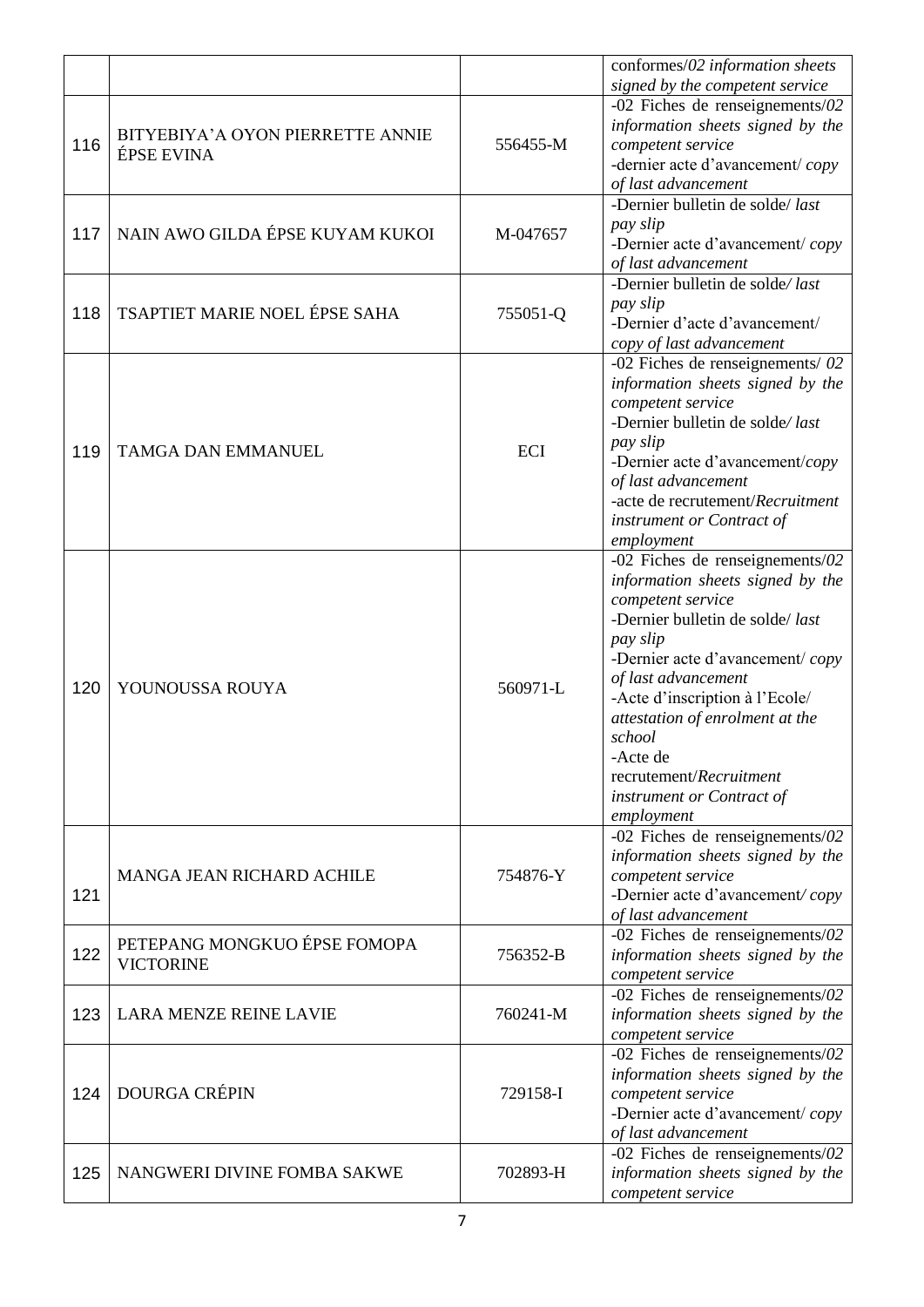| | | | |
|---|---|---|---|
| | | | conformes/*02 information sheets signed by the competent service* |
| 116 | BITYEBIYA'A OYON PIERRETTE ANNIE ÉPSE EVINA | 556455-M | -02 Fiches de renseignements/*02 information sheets signed by the competent service*<br>-dernier acte d'avancement/ *copy of last advancement* |
| 117 | NAIN AWO GILDA ÉPSE KUYAM KUKOI | M-047657 | -Dernier bulletin de solde/ *last pay slip*<br>-Dernier acte d'avancement/ *copy of last advancement* |
| 118 | TSAPTIET MARIE NOEL ÉPSE SAHA | 755051-Q | -Dernier bulletin de solde*/ last pay slip*<br>-Dernier d'acte d'avancement/ *copy of last advancement* |
| 119 | TAMGA DAN EMMANUEL | ECI | -02 Fiches de renseignements/ *02 information sheets signed by the competent service*<br>-Dernier bulletin de solde*/ last pay slip*<br>-Dernier acte d'avancement/*copy of last advancement*<br>-acte de recrutement/*Recruitment instrument or Contract of employment* |
| 120 | YOUNOUSSA ROUYA | 560971-L | -02 Fiches de renseignements/*02 information sheets signed by the competent service*<br>-Dernier bulletin de solde/ *last pay slip*<br>-Dernier acte d'avancement/ *copy of last advancement*<br>-Acte d'inscription à l'Ecole/ *attestation of enrolment at the school*<br>-Acte de recrutement/*Recruitment instrument or Contract of employment* |
| 121 | MANGA JEAN RICHARD ACHILE | 754876-Y | -02 Fiches de renseignements/*02 information sheets signed by the competent service*<br>-Dernier acte d'avancement*/ copy of last advancement* |
| 122 | PETEPANG MONGKUO ÉPSE FOMOPA VICTORINE | 756352-B | -02 Fiches de renseignements/*02 information sheets signed by the competent service* |
| 123 | LARA MENZE REINE LAVIE | 760241-M | -02 Fiches de renseignements/*02 information sheets signed by the competent service* |
| 124 | DOURGA CRÉPIN | 729158-I | -02 Fiches de renseignements/*02 information sheets signed by the competent service*<br>-Dernier acte d'avancement/ *copy of last advancement* |
| 125 | NANGWERI DIVINE FOMBA SAKWE | 702893-H | -02 Fiches de renseignements/*02 information sheets signed by the competent service* |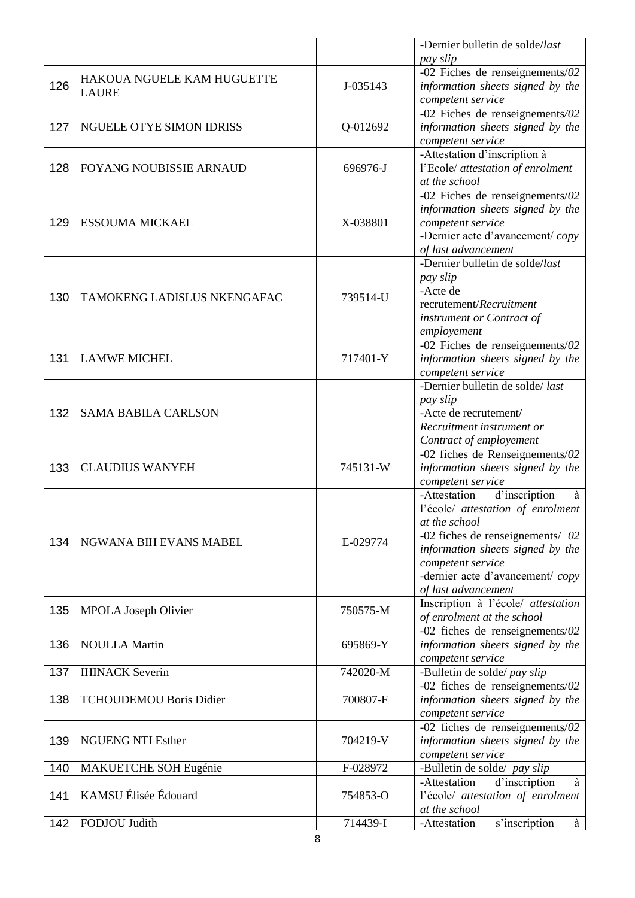| | | | |
|---|---|---|---|
| | | | -Dernier bulletin de solde/*last pay slip* |
| 126 | HAKOUA NGUELE KAM HUGUETTE LAURE | J-035143 | -02 Fiches de renseignements/*02 information sheets signed by the competent service* |
| 127 | NGUELE OTYE SIMON IDRISS | Q-012692 | -02 Fiches de renseignements/*02 information sheets signed by the competent service* |
| 128 | FOYANG NOUBISSIE ARNAUD | 696976-J | -Attestation d'inscription à l'Ecole/ *attestation of enrolment at the school* |
| 129 | ESSOUMA MICKAEL | X-038801 | -02 Fiches de renseignements/*02 information sheets signed by the competent service* -Dernier acte d'avancement/ *copy of last advancement* |
| 130 | TAMOKENG LADISLUS NKENGAFAC | 739514-U | -Dernier bulletin de solde/*last pay slip* -Acte de recrutement/*Recruitment instrument or Contract of employement* |
| 131 | LAMWE MICHEL | 717401-Y | -02 Fiches de renseignements/*02 information sheets signed by the competent service* |
| 132 | SAMA BABILA CARLSON | | -Dernier bulletin de solde/ *last pay slip* -Acte de recrutement/ *Recruitment instrument or Contract of employement* |
| 133 | CLAUDIUS WANYEH | 745131-W | -02 fiches de Renseignements/*02 information sheets signed by the competent service* |
| 134 | NGWANA BIH EVANS MABEL | E-029774 | -Attestation d'inscription à l'école/ *attestation of enrolment at the school* -02 fiches de renseignements/ *02 information sheets signed by the competent service* -dernier acte d'avancement/ *copy of last advancement* |
| 135 | MPOLA Joseph Olivier | 750575-M | Inscription à l'école/ *attestation of enrolment at the school* |
| 136 | NOULLA Martin | 695869-Y | -02 fiches de renseignements/*02 information sheets signed by the competent service* |
| 137 | IHINACK Severin | 742020-M | -Bulletin de solde/ *pay slip* |
| 138 | TCHOUDEMOU Boris Didier | 700807-F | -02 fiches de renseignements/*02 information sheets signed by the competent service* |
| 139 | NGUENG NTI Esther | 704219-V | -02 fiches de renseignements/*02 information sheets signed by the competent service* |
| 140 | MAKUETCHE SOH Eugénie | F-028972 | -Bulletin de solde/ *pay slip* |
| 141 | KAMSU Élisée Édouard | 754853-O | -Attestation d'inscription à l'école/ *attestation of enrolment at the school* |
| 142 | FODJOU Judith | 714439-I | -Attestation s'inscription à |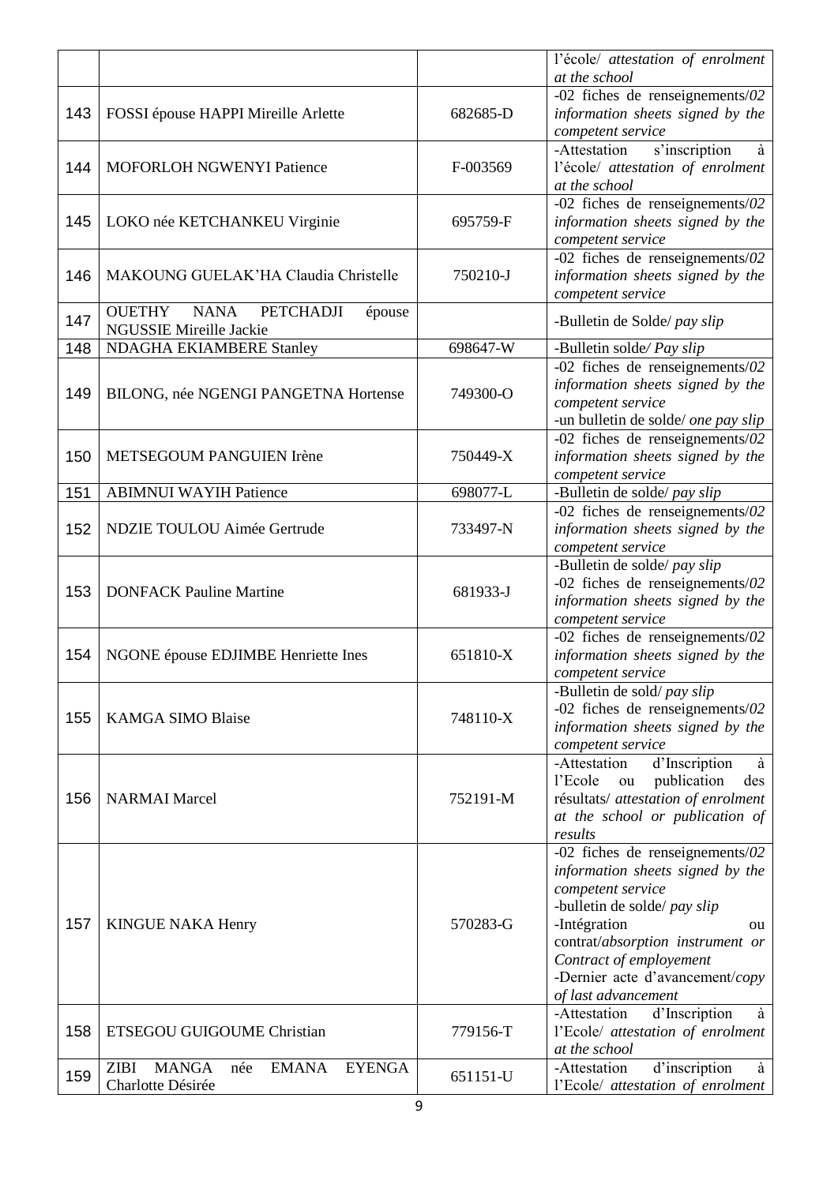| | | | |
|---|---|---|---|
| | | | l'école/ *attestation of enrolment at the school* |
| 143 | FOSSI épouse HAPPI Mireille Arlette | 682685-D | -02 fiches de renseignements/*02 information sheets signed by the competent service* |
| 144 | MOFORLOH NGWENYI Patience | F-003569 | -Attestation s'inscription à l'école/ *attestation of enrolment at the school* |
| 145 | LOKO née KETCHANKEU Virginie | 695759-F | -02 fiches de renseignements/*02 information sheets signed by the competent service* |
| 146 | MAKOUNG GUELAK'HA Claudia Christelle | 750210-J | -02 fiches de renseignements/*02 information sheets signed by the competent service* |
| 147 | OUETHY NANA PETCHADJI épouse NGUSSIE Mireille Jackie | | -Bulletin de Solde/ *pay slip* |
| 148 | NDAGHA EKIAMBERE Stanley | 698647-W | -Bulletin solde*/ Pay slip* |
| 149 | BILONG, née NGENGI PANGETNA Hortense | 749300-O | -02 fiches de renseignements/*02 information sheets signed by the competent service*<br>-un bulletin de solde/ *one pay slip* |
| 150 | METSEGOUM PANGUIEN Irène | 750449-X | -02 fiches de renseignements/*02 information sheets signed by the competent service* |
| 151 | ABIMNUI WAYIH Patience | 698077-L | -Bulletin de solde/ *pay slip* |
| 152 | NDZIE TOULOU Aimée Gertrude | 733497-N | -02 fiches de renseignements/*02 information sheets signed by the competent service* |
| 153 | DONFACK Pauline Martine | 681933-J | -Bulletin de solde/ *pay slip*<br>-02 fiches de renseignements/*02 information sheets signed by the competent service* |
| 154 | NGONE épouse EDJIMBE Henriette Ines | 651810-X | -02 fiches de renseignements/*02 information sheets signed by the competent service* |
| 155 | KAMGA SIMO Blaise | 748110-X | -Bulletin de sold/ *pay slip*<br>-02 fiches de renseignements/*02 information sheets signed by the competent service* |
| 156 | NARMAI Marcel | 752191-M | -Attestation d'Inscription à l'Ecole ou publication des résultats/ *attestation of enrolment at the school or publication of results* |
| 157 | KINGUE NAKA Henry | 570283-G | -02 fiches de renseignements/*02 information sheets signed by the competent service*<br>-bulletin de solde/ *pay slip*<br>-Intégration ou contrat/*absorption instrument or Contract of employement*<br>-Dernier acte d'avancement/*copy of last advancement* |
| 158 | ETSEGOU GUIGOUME Christian | 779156-T | -Attestation d'Inscription à l'Ecole/ *attestation of enrolment at the school* |
| 159 | ZIBI MANGA née EMANA EYENGA Charlotte Désirée | 651151-U | -Attestation d'inscription à l'Ecole/ *attestation of enrolment* |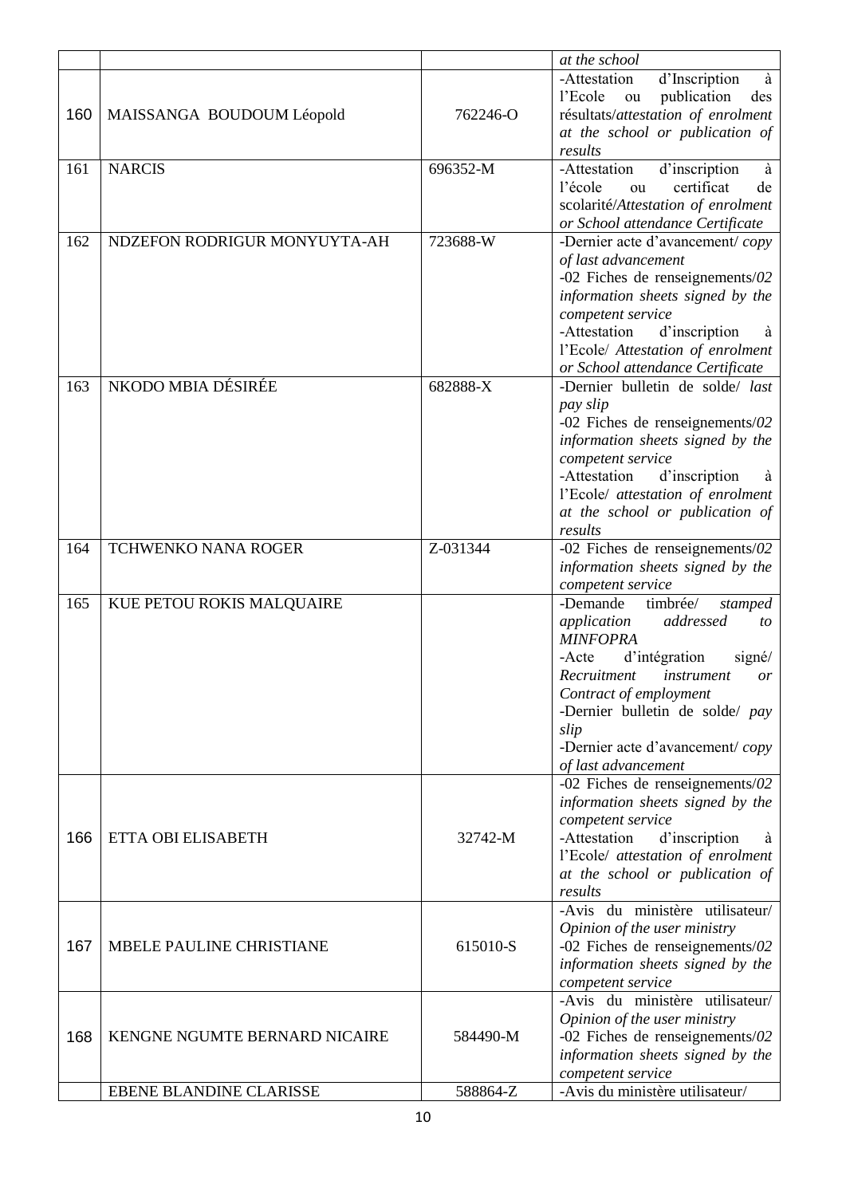|  |  |  | *at the school* |
|---|---|---|---|
| 160 | MAISSANGA BOUDOUM Léopold | 762246-O | -Attestation d'Inscription à l'Ecole ou publication des résultats/*attestation of enrolment at the school or publication of results* |
| 161 | NARCIS | 696352-M | -Attestation d'inscription à l'école ou certificat de scolarité/*Attestation of enrolment or School attendance Certificate* |
| 162 | NDZEFON RODRIGUR MONYUYTA-AH | 723688-W | -Dernier acte d'avancement/ *copy of last advancement*<br>-02 Fiches de renseignements/*02 information sheets signed by the competent service*<br>-Attestation d'inscription à l'Ecole/ *Attestation of enrolment or School attendance Certificate* |
| 163 | NKODO MBIA DÉSIRÉE | 682888-X | -Dernier bulletin de solde/ *last pay slip*<br>-02 Fiches de renseignements/*02 information sheets signed by the competent service*<br>-Attestation d'inscription à l'Ecole/ *attestation of enrolment at the school or publication of results* |
| 164 | TCHWENKO NANA ROGER | Z-031344 | -02 Fiches de renseignements/*02 information sheets signed by the competent service* |
| 165 | KUE PETOU ROKIS MALQUAIRE |  | -Demande timbrée/ *stamped application addressed to MINFOPRA*<br>-Acte d'intégration signé/ *Recruitment instrument or Contract of employment*<br>-Dernier bulletin de solde/ *pay slip*<br>-Dernier acte d'avancement/ *copy of last advancement* |
| 166 | ETTA OBI ELISABETH | 32742-M | -02 Fiches de renseignements/*02 information sheets signed by the competent service*<br>-Attestation d'inscription à l'Ecole/ *attestation of enrolment at the school or publication of results* |
| 167 | MBELE PAULINE CHRISTIANE | 615010-S | -Avis du ministère utilisateur/ *Opinion of the user ministry*<br>-02 Fiches de renseignements/*02 information sheets signed by the competent service* |
| 168 | KENGNE NGUMTE BERNARD NICAIRE | 584490-M | -Avis du ministère utilisateur/ *Opinion of the user ministry*<br>-02 Fiches de renseignements/*02 information sheets signed by the competent service* |
|  | EBENE BLANDINE CLARISSE | 588864-Z | -Avis du ministère utilisateur/ |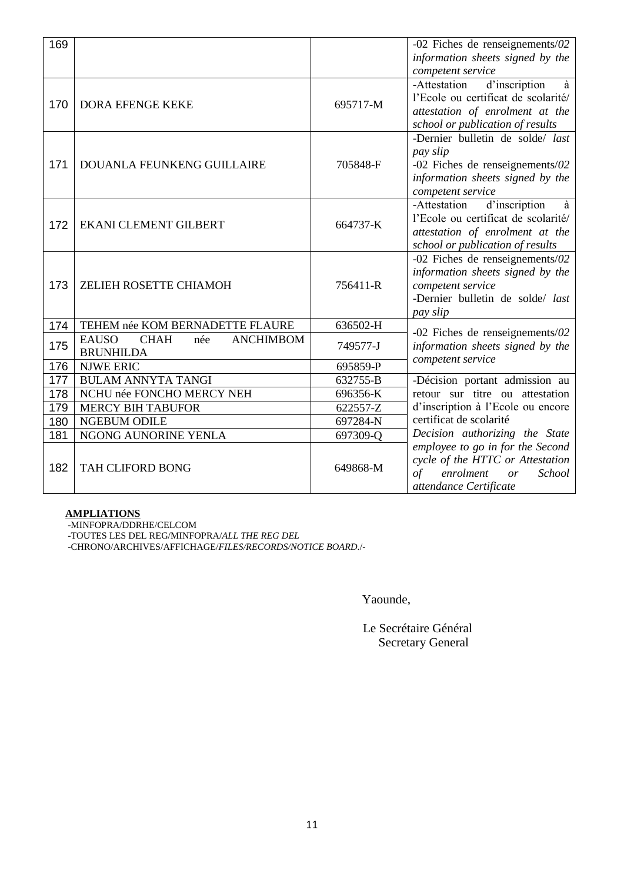| | | | |
|---|---|---|---|
| 169 | | | -02 Fiches de renseignements/*02 information sheets signed by the competent service* |
| 170 | DORA EFENGE KEKE | 695717-M | -Attestation d'inscription à l'Ecole ou certificat de scolarité/ *attestation of enrolment at the school or publication of results* |
| 171 | DOUANLA FEUNKENG GUILLAIRE | 705848-F | -Dernier bulletin de solde/ *last pay slip*<br>-02 Fiches de renseignements/*02 information sheets signed by the competent service* |
| 172 | EKANI CLEMENT GILBERT | 664737-K | -Attestation d'inscription à l'Ecole ou certificat de scolarité/ *attestation of enrolment at the school or publication of results* |
| 173 | ZELIEH ROSETTE CHIAMOH | 756411-R | -02 Fiches de renseignements/*02 information sheets signed by the competent service*<br>-Dernier bulletin de solde/ *last pay slip* |
| 174 | TEHEM née KOM BERNADETTE FLAURE | 636502-H | -02 Fiches de renseignements/*02 information sheets signed by the competent service* |
| 175 | EAUSO CHAH née ANCHIMBOM BRUNHILDA | 749577-J | |
| 176 | NJWE ERIC | 695859-P | |
| 177 | BULAM ANNYTA TANGI | 632755-B | -Décision portant admission au retour sur titre ou attestation d'inscription à l'Ecole ou encore certificat de scolarité<br>*Decision authorizing the State employee to go in for the Second cycle of the HTTC or Attestation of enrolment or School attendance Certificate* |
| 178 | NCHU née FONCHO MERCY NEH | 696356-K | |
| 179 | MERCY BIH TABUFOR | 622557-Z | |
| 180 | NGEBUM ODILE | 697284-N | |
| 181 | NGONG AUNORINE YENLA | 697309-Q | |
| 182 | TAH CLIFORD BONG | 649868-M | |

**AMPLIATIONS**

-MINFOPRA/DDRHE/CELCOM

-TOUTES LES DEL REG/MINFOPRA/*ALL THE REG DEL*

-CHRONO/ARCHIVES/AFFICHAGE/*FILES/RECORDS/NOTICE BOARD*./-

Yaounde,

Le Secrétaire Général

Secretary General